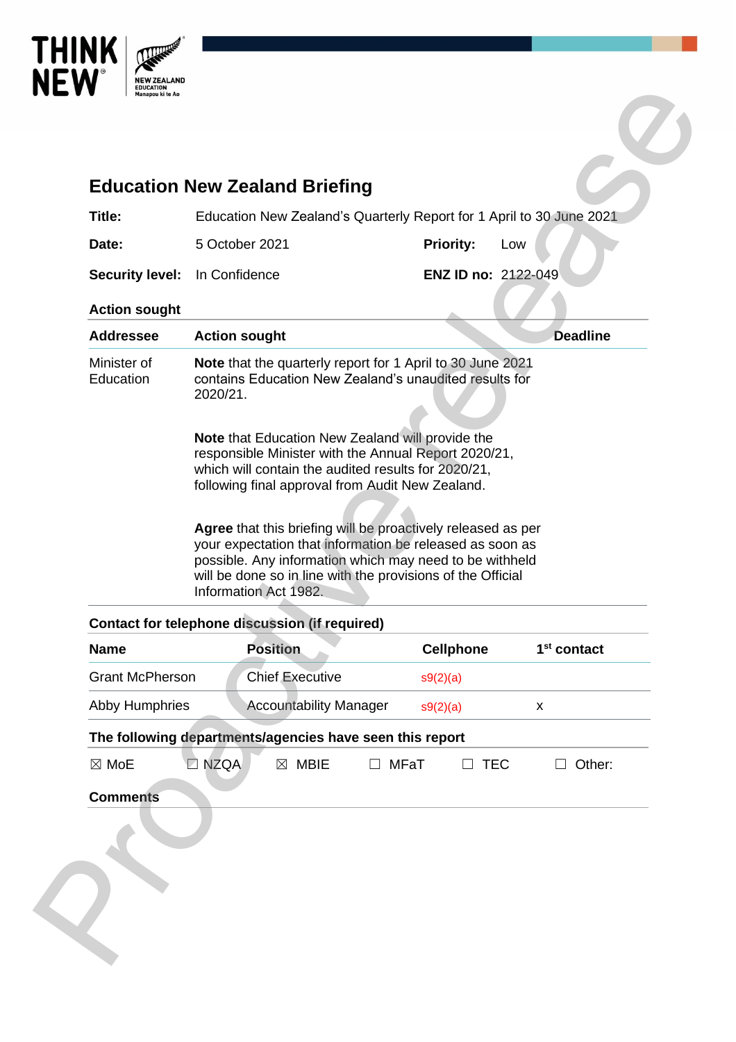# Education New Zealand Briefing

| | | | |
|---|---|---|---|
| **Title:** | Education New Zealand's Quarterly Report for 1 April to 30 June 2021 | | |
| **Date:** | 5 October 2021 | **Priority:** | Low |
| **Security level:** | In Confidence | **ENZ ID no:** | 2122-049 |

### Action sought

| Addressee | Action sought | Deadline |
|---|---|---|
| Minister of Education | **Note** that the quarterly report for 1 April to 30 June 2021 contains Education New Zealand's unaudited results for 2020/21.<br><br>**Note** that Education New Zealand will provide the responsible Minister with the Annual Report 2020/21, which will contain the audited results for 2020/21, following final approval from Audit New Zealand.<br><br>**Agree** that this briefing will be proactively released as per your expectation that information be released as soon as possible. Any information which may need to be withheld will be done so in line with the provisions of the Official Information Act 1982. | |

### Contact for telephone discussion (if required)

| Name | Position | Cellphone | 1st contact |
|---|---|---|---|
| Grant McPherson | Chief Executive | s9(2)(a) | |
| Abby Humphries | Accountability Manager | s9(2)(a) | x |

### The following departments/agencies have seen this report

☒ MoE ☐ NZQA ☒ MBIE ☐ MFaT ☐ TEC ☐ Other:

### Comments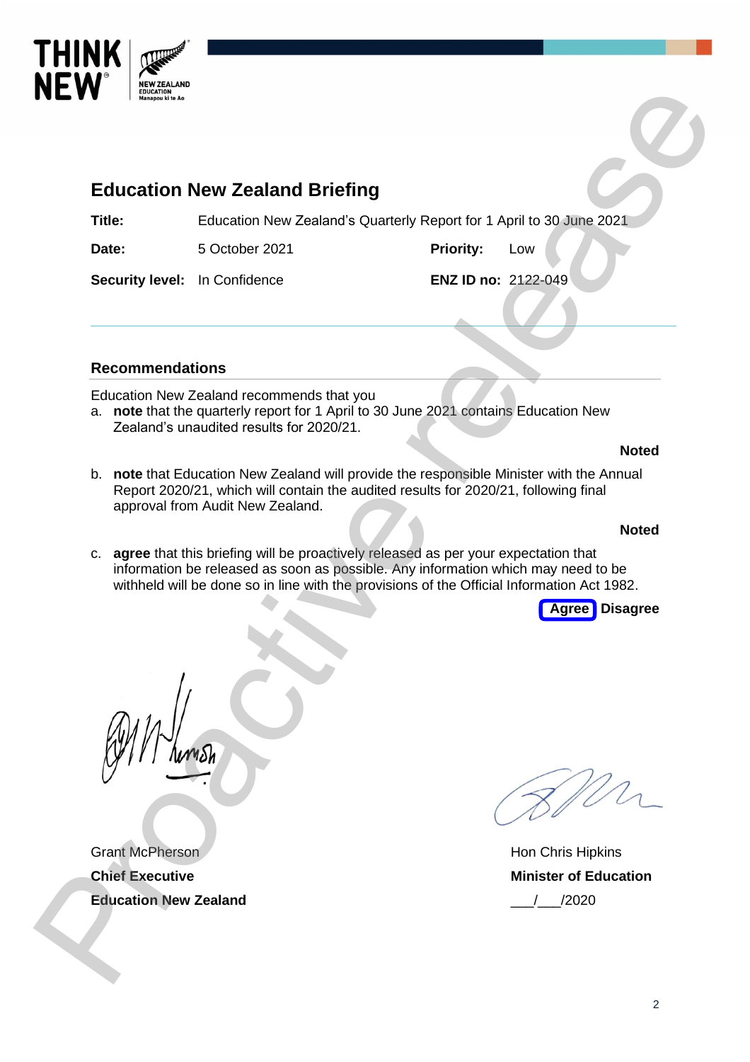# Education New Zealand Briefing

| **Title:** | Education New Zealand's Quarterly Report for 1 April to 30 June 2021 | | |
|---|---|---|---|
| **Date:** | 5 October 2021 | **Priority:** | Low |
| **Security level:** | In Confidence | **ENZ ID no:** | 2122-049 |

## Recommendations

Education New Zealand recommends that you

a. **note** that the quarterly report for 1 April to 30 June 2021 contains Education New Zealand's unaudited results for 2020/21.

**Noted**

b. **note** that Education New Zealand will provide the responsible Minister with the Annual Report 2020/21, which will contain the audited results for 2020/21, following final approval from Audit New Zealand.

**Noted**

c. **agree** that this briefing will be proactively released as per your expectation that information be released as soon as possible. Any information which may need to be withheld will be done so in line with the provisions of the Official Information Act 1982.

**Agree** (circled) **Disagree**

Grant McPherson
**Chief Executive**
**Education New Zealand**

Hon Chris Hipkins
**Minister of Education**
\_\_\_/\_\_\_/2020

Proactive release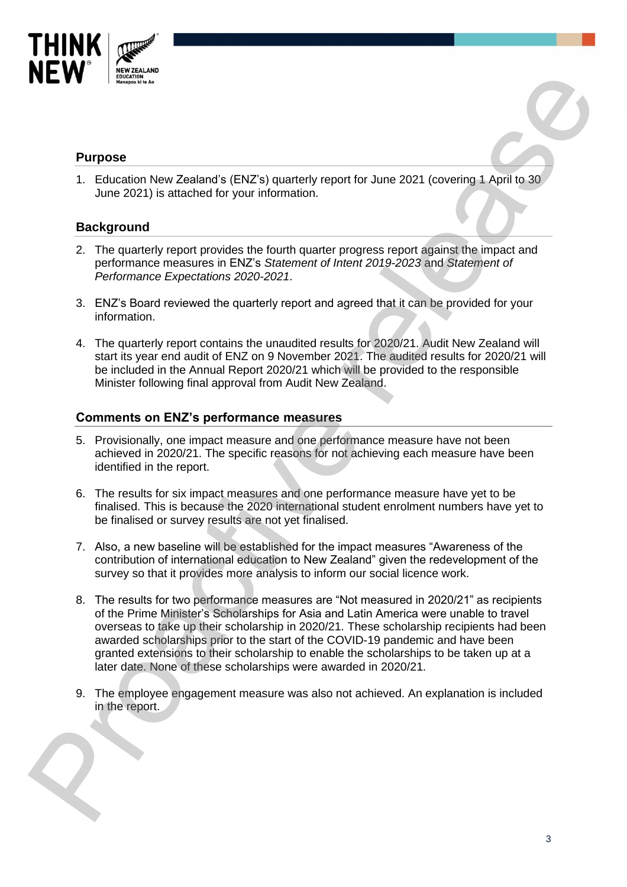## Purpose

1. Education New Zealand's (ENZ's) quarterly report for June 2021 (covering 1 April to 30 June 2021) is attached for your information.

## Background

2. The quarterly report provides the fourth quarter progress report against the impact and performance measures in ENZ's *Statement of Intent 2019-2023* and *Statement of Performance Expectations 2020-2021*.

3. ENZ's Board reviewed the quarterly report and agreed that it can be provided for your information.

4. The quarterly report contains the unaudited results for 2020/21. Audit New Zealand will start its year end audit of ENZ on 9 November 2021. The audited results for 2020/21 will be included in the Annual Report 2020/21 which will be provided to the responsible Minister following final approval from Audit New Zealand.

## Comments on ENZ's performance measures

5. Provisionally, one impact measure and one performance measure have not been achieved in 2020/21. The specific reasons for not achieving each measure have been identified in the report.

6. The results for six impact measures and one performance measure have yet to be finalised. This is because the 2020 international student enrolment numbers have yet to be finalised or survey results are not yet finalised.

7. Also, a new baseline will be established for the impact measures "Awareness of the contribution of international education to New Zealand" given the redevelopment of the survey so that it provides more analysis to inform our social licence work.

8. The results for two performance measures are "Not measured in 2020/21" as recipients of the Prime Minister's Scholarships for Asia and Latin America were unable to travel overseas to take up their scholarship in 2020/21. These scholarship recipients had been awarded scholarships prior to the start of the COVID-19 pandemic and have been granted extensions to their scholarship to enable the scholarships to be taken up at a later date. None of these scholarships were awarded in 2020/21.

9. The employee engagement measure was also not achieved. An explanation is included in the report.